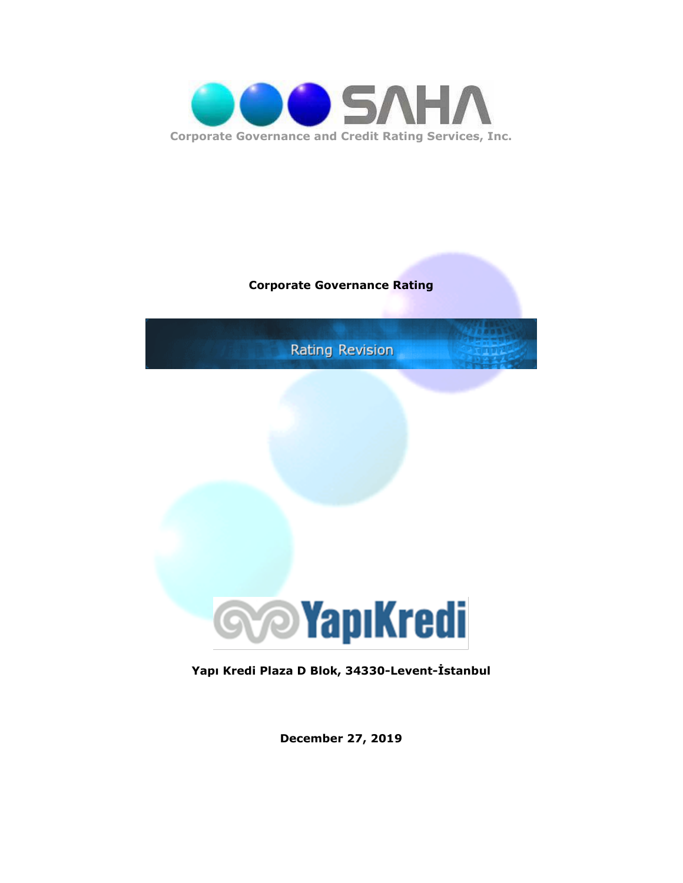SAHA

Corporate Governance and Credit Rating Services, Inc.

**Corporate Governance Rating**

Rating Revision

YapıKredi

**Yapı Kredi Plaza D Blok, 34330-Levent-İstanbul**

**December 27, 2019**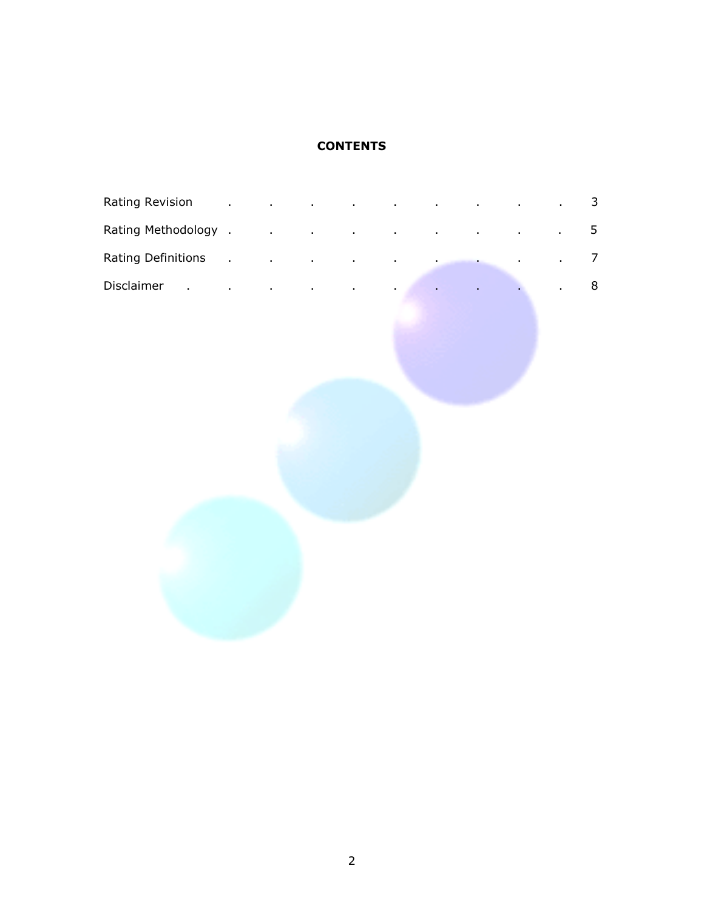**CONTENTS**

| | |
|---|---|
| Rating Revision | 3 |
| Rating Methodology | 5 |
| Rating Definitions | 7 |
| Disclaimer | 8 |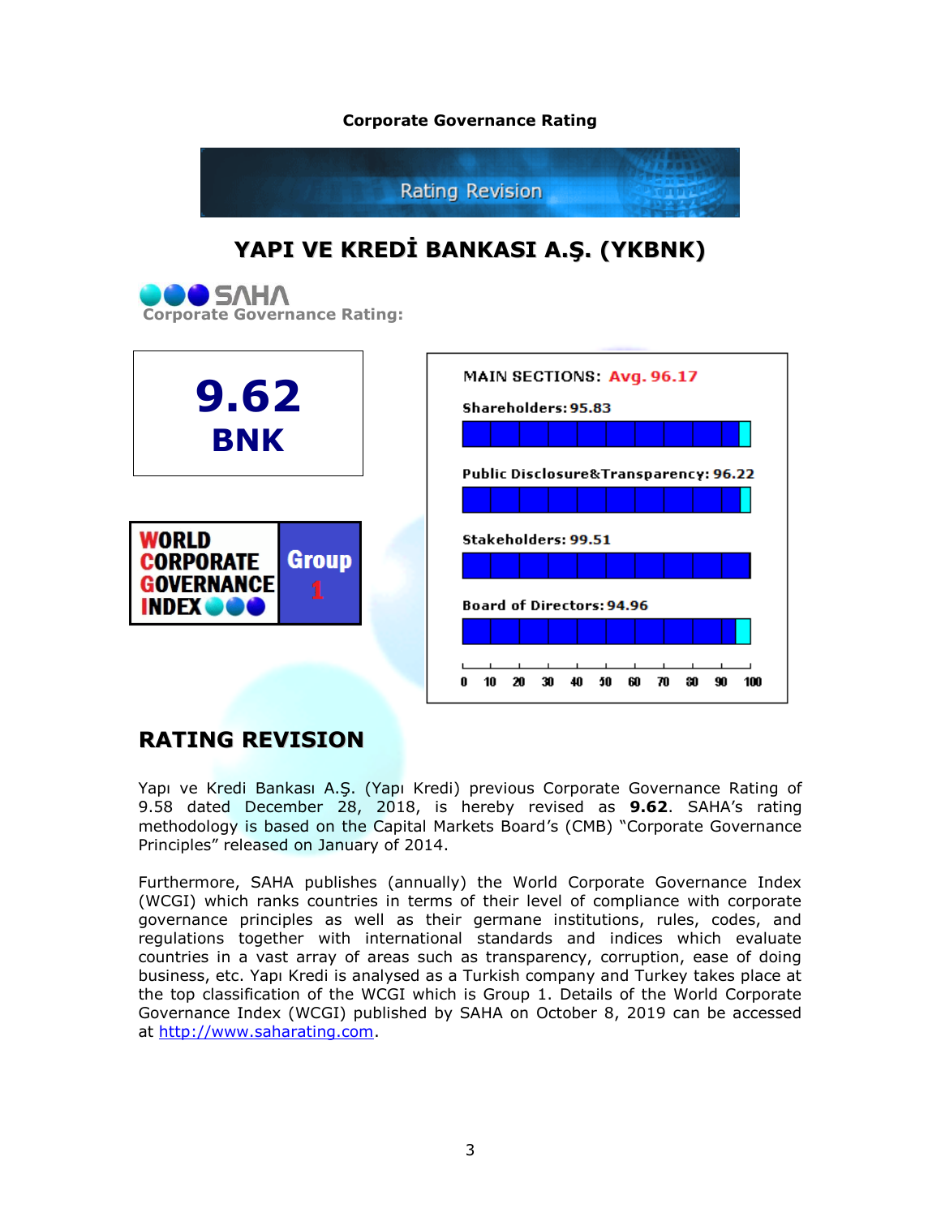**Corporate Governance Rating**

Rating Revision

# YAPI VE KREDİ BANKASI A.Ş. (YKBNK)

SAHA Corporate Governance Rating:

**9.62**
**BNK**

WORLD CORPORATE GOVERNANCE INDEX — Group 1

MAIN SECTIONS: Avg. 96.17

Shareholders: 95.83

Public Disclosure&Transparency: 96.22

Stakeholders: 99.51

Board of Directors: 94.96

## RATING REVISION

Yapı ve Kredi Bankası A.Ş. (Yapı Kredi) previous Corporate Governance Rating of 9.58 dated December 28, 2018, is hereby revised as **9.62**. SAHA's rating methodology is based on the Capital Markets Board's (CMB) "Corporate Governance Principles" released on January of 2014.

Furthermore, SAHA publishes (annually) the World Corporate Governance Index (WCGI) which ranks countries in terms of their level of compliance with corporate governance principles as well as their germane institutions, rules, codes, and regulations together with international standards and indices which evaluate countries in a vast array of areas such as transparency, corruption, ease of doing business, etc. Yapı Kredi is analysed as a Turkish company and Turkey takes place at the top classification of the WCGI which is Group 1. Details of the World Corporate Governance Index (WCGI) published by SAHA on October 8, 2019 can be accessed at http://www.saharating.com.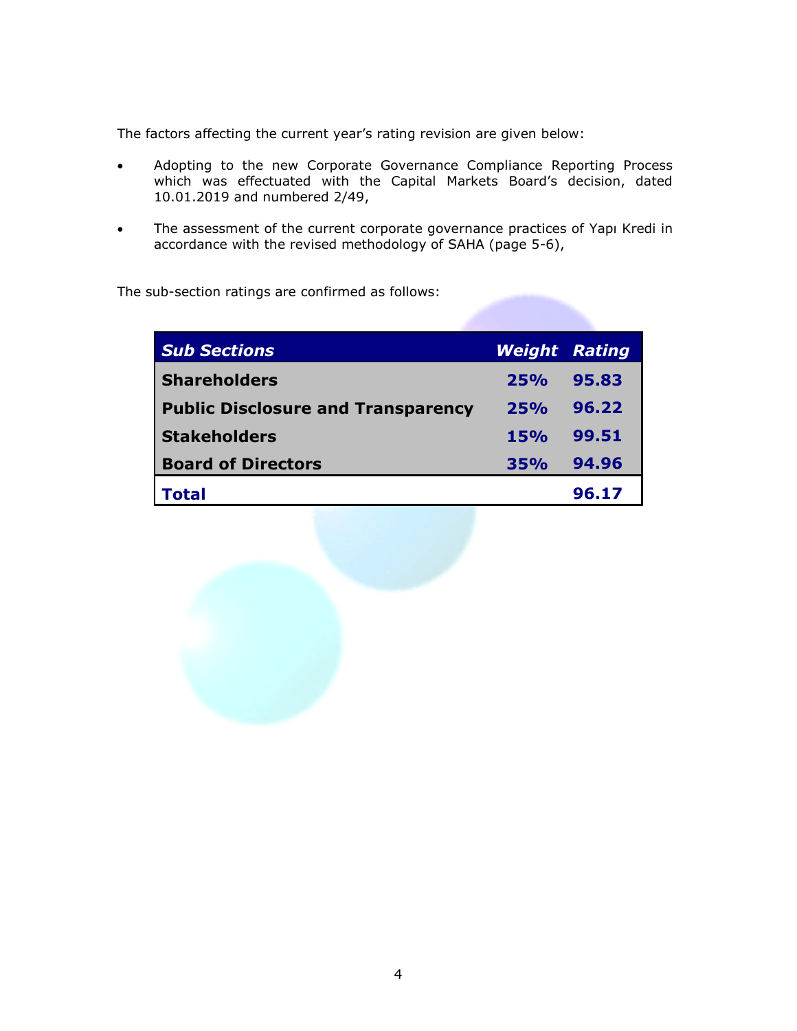The factors affecting the current year's rating revision are given below:

- Adopting to the new Corporate Governance Compliance Reporting Process which was effectuated with the Capital Markets Board's decision, dated 10.01.2019 and numbered 2/49,
- The assessment of the current corporate governance practices of Yapı Kredi in accordance with the revised methodology of SAHA (page 5-6),

The sub-section ratings are confirmed as follows:

| *Sub Sections* | *Weight* | *Rating* |
|---|---|---|
| **Shareholders** | **25%** | **95.83** |
| **Public Disclosure and Transparency** | **25%** | **96.22** |
| **Stakeholders** | **15%** | **99.51** |
| **Board of Directors** | **35%** | **94.96** |
| **Total** | | **96.17** |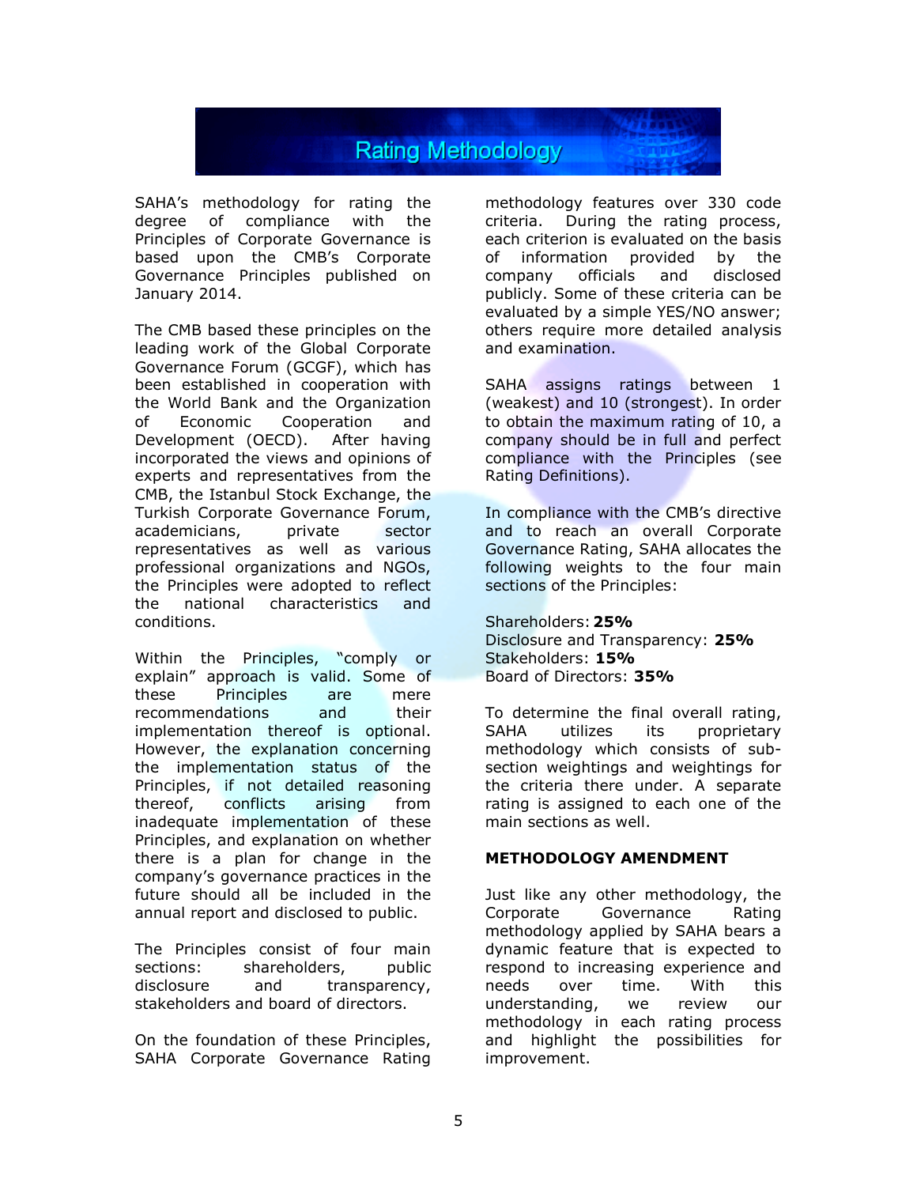# Rating Methodology

SAHA's methodology for rating the degree of compliance with the Principles of Corporate Governance is based upon the CMB's Corporate Governance Principles published on January 2014.

The CMB based these principles on the leading work of the Global Corporate Governance Forum (GCGF), which has been established in cooperation with the World Bank and the Organization of Economic Cooperation and Development (OECD). After having incorporated the views and opinions of experts and representatives from the CMB, the Istanbul Stock Exchange, the Turkish Corporate Governance Forum, academicians, private sector representatives as well as various professional organizations and NGOs, the Principles were adopted to reflect the national characteristics and conditions.

Within the Principles, "comply or explain" approach is valid. Some of these Principles are mere recommendations and their implementation thereof is optional. However, the explanation concerning the implementation status of the Principles, if not detailed reasoning thereof, conflicts arising from inadequate implementation of these Principles, and explanation on whether there is a plan for change in the company's governance practices in the future should all be included in the annual report and disclosed to public.

The Principles consist of four main sections: shareholders, public disclosure and transparency, stakeholders and board of directors.

On the foundation of these Principles, SAHA Corporate Governance Rating methodology features over 330 code criteria. During the rating process, each criterion is evaluated on the basis of information provided by the company officials and disclosed publicly. Some of these criteria can be evaluated by a simple YES/NO answer; others require more detailed analysis and examination.

SAHA assigns ratings between 1 (weakest) and 10 (strongest). In order to obtain the maximum rating of 10, a company should be in full and perfect compliance with the Principles (see Rating Definitions).

In compliance with the CMB's directive and to reach an overall Corporate Governance Rating, SAHA allocates the following weights to the four main sections of the Principles:

Shareholders: **25%**
Disclosure and Transparency: **25%**
Stakeholders: **15%**
Board of Directors: **35%**

To determine the final overall rating, SAHA utilizes its proprietary methodology which consists of sub-section weightings and weightings for the criteria there under. A separate rating is assigned to each one of the main sections as well.

**METHODOLOGY AMENDMENT**

Just like any other methodology, the Corporate Governance Rating methodology applied by SAHA bears a dynamic feature that is expected to respond to increasing experience and needs over time. With this understanding, we review our methodology in each rating process and highlight the possibilities for improvement.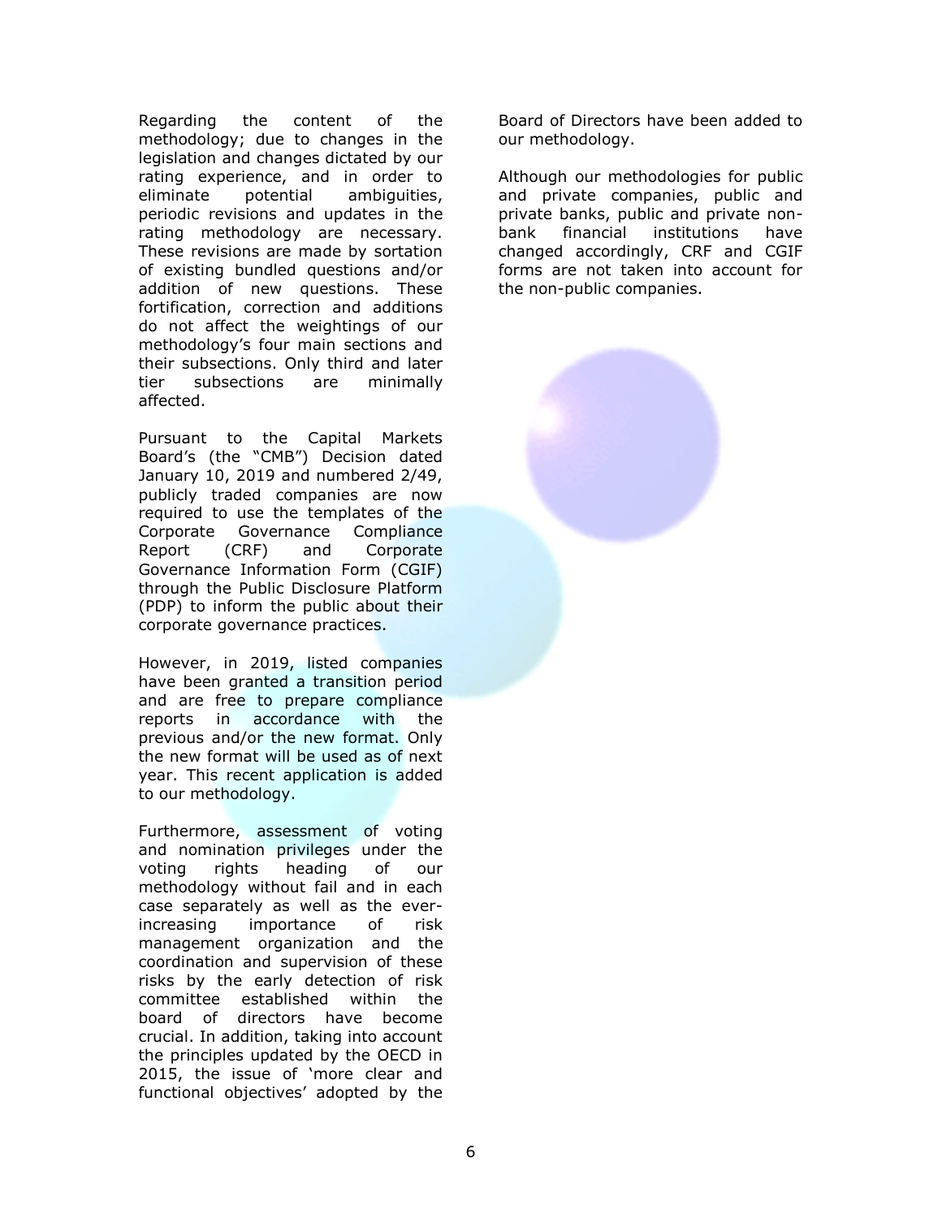Regarding the content of the methodology; due to changes in the legislation and changes dictated by our rating experience, and in order to eliminate potential ambiguities, periodic revisions and updates in the rating methodology are necessary. These revisions are made by sortation of existing bundled questions and/or addition of new questions. These fortification, correction and additions do not affect the weightings of our methodology's four main sections and their subsections. Only third and later tier subsections are minimally affected.

Pursuant to the Capital Markets Board's (the "CMB") Decision dated January 10, 2019 and numbered 2/49, publicly traded companies are now required to use the templates of the Corporate Governance Compliance Report (CRF) and Corporate Governance Information Form (CGIF) through the Public Disclosure Platform (PDP) to inform the public about their corporate governance practices.

However, in 2019, listed companies have been granted a transition period and are free to prepare compliance reports in accordance with the previous and/or the new format. Only the new format will be used as of next year. This recent application is added to our methodology.

Furthermore, assessment of voting and nomination privileges under the voting rights heading of our methodology without fail and in each case separately as well as the ever-increasing importance of risk management organization and the coordination and supervision of these risks by the early detection of risk committee established within the board of directors have become crucial. In addition, taking into account the principles updated by the OECD in 2015, the issue of 'more clear and functional objectives' adopted by the Board of Directors have been added to our methodology.

Although our methodologies for public and private companies, public and private banks, public and private non-bank financial institutions have changed accordingly, CRF and CGIF forms are not taken into account for the non-public companies.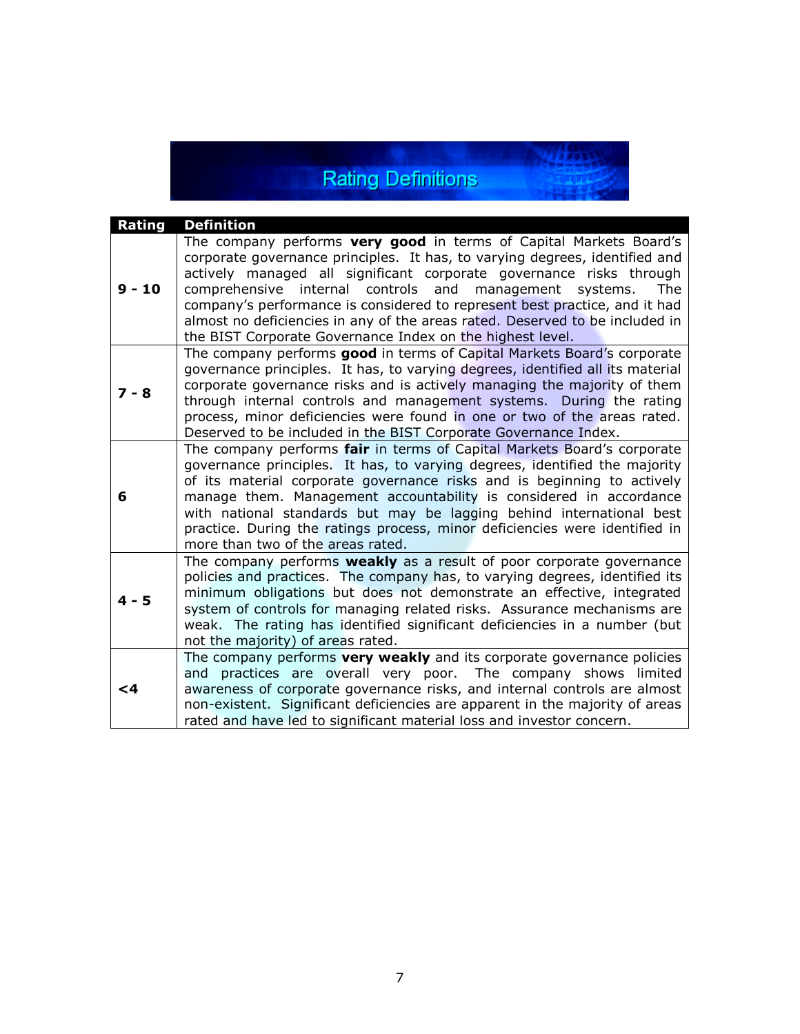# Rating Definitions

| Rating | Definition |
|---|---|
| **9 - 10** | The company performs **very good** in terms of Capital Markets Board's corporate governance principles. It has, to varying degrees, identified and actively managed all significant corporate governance risks through comprehensive internal controls and management systems. The company's performance is considered to represent best practice, and it had almost no deficiencies in any of the areas rated. Deserved to be included in the BIST Corporate Governance Index on the highest level. |
| **7 - 8** | The company performs **good** in terms of Capital Markets Board's corporate governance principles. It has, to varying degrees, identified all its material corporate governance risks and is actively managing the majority of them through internal controls and management systems. During the rating process, minor deficiencies were found in one or two of the areas rated. Deserved to be included in the BIST Corporate Governance Index. |
| **6** | The company performs **fair** in terms of Capital Markets Board's corporate governance principles. It has, to varying degrees, identified the majority of its material corporate governance risks and is beginning to actively manage them. Management accountability is considered in accordance with national standards but may be lagging behind international best practice. During the ratings process, minor deficiencies were identified in more than two of the areas rated. |
| **4 - 5** | The company performs **weakly** as a result of poor corporate governance policies and practices. The company has, to varying degrees, identified its minimum obligations but does not demonstrate an effective, integrated system of controls for managing related risks. Assurance mechanisms are weak. The rating has identified significant deficiencies in a number (but not the majority) of areas rated. |
| **<4** | The company performs **very weakly** and its corporate governance policies and practices are overall very poor. The company shows limited awareness of corporate governance risks, and internal controls are almost non-existent. Significant deficiencies are apparent in the majority of areas rated and have led to significant material loss and investor concern. |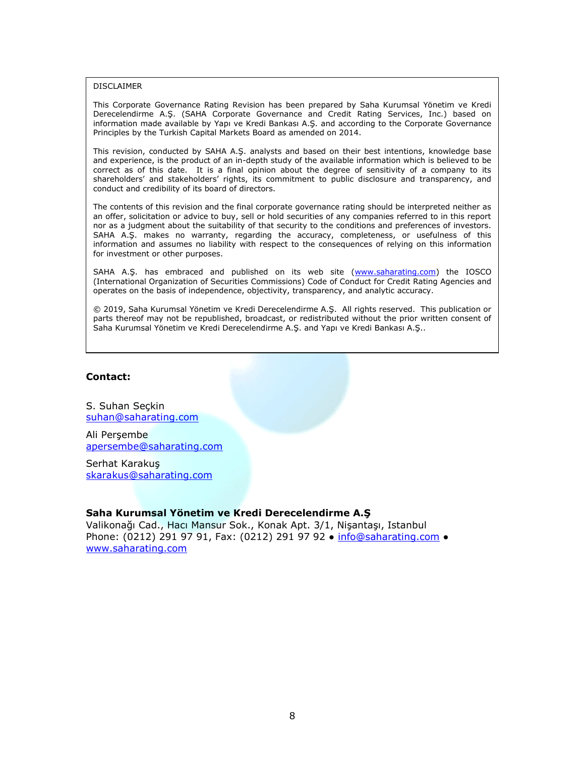DISCLAIMER

This Corporate Governance Rating Revision has been prepared by Saha Kurumsal Yönetim ve Kredi Derecelendirme A.Ş. (SAHA Corporate Governance and Credit Rating Services, Inc.) based on information made available by Yapı ve Kredi Bankası A.Ş. and according to the Corporate Governance Principles by the Turkish Capital Markets Board as amended on 2014.

This revision, conducted by SAHA A.Ş. analysts and based on their best intentions, knowledge base and experience, is the product of an in-depth study of the available information which is believed to be correct as of this date. It is a final opinion about the degree of sensitivity of a company to its shareholders' and stakeholders' rights, its commitment to public disclosure and transparency, and conduct and credibility of its board of directors.

The contents of this revision and the final corporate governance rating should be interpreted neither as an offer, solicitation or advice to buy, sell or hold securities of any companies referred to in this report nor as a judgment about the suitability of that security to the conditions and preferences of investors. SAHA A.Ş. makes no warranty, regarding the accuracy, completeness, or usefulness of this information and assumes no liability with respect to the consequences of relying on this information for investment or other purposes.

SAHA A.Ş. has embraced and published on its web site (www.saharating.com) the IOSCO (International Organization of Securities Commissions) Code of Conduct for Credit Rating Agencies and operates on the basis of independence, objectivity, transparency, and analytic accuracy.

© 2019, Saha Kurumsal Yönetim ve Kredi Derecelendirme A.Ş. All rights reserved. This publication or parts thereof may not be republished, broadcast, or redistributed without the prior written consent of Saha Kurumsal Yönetim ve Kredi Derecelendirme A.Ş. and Yapı ve Kredi Bankası A.Ş..

**Contact:**

S. Suhan Seçkin
suhan@saharating.com

Ali Perşembe
apersembe@saharating.com

Serhat Karakuş
skarakus@saharating.com

**Saha Kurumsal Yönetim ve Kredi Derecelendirme A.Ş**
Valikonağı Cad., Hacı Mansur Sok., Konak Apt. 3/1, Nişantaşı, Istanbul
Phone: (0212) 291 97 91, Fax: (0212) 291 97 92 • info@saharating.com •
www.saharating.com